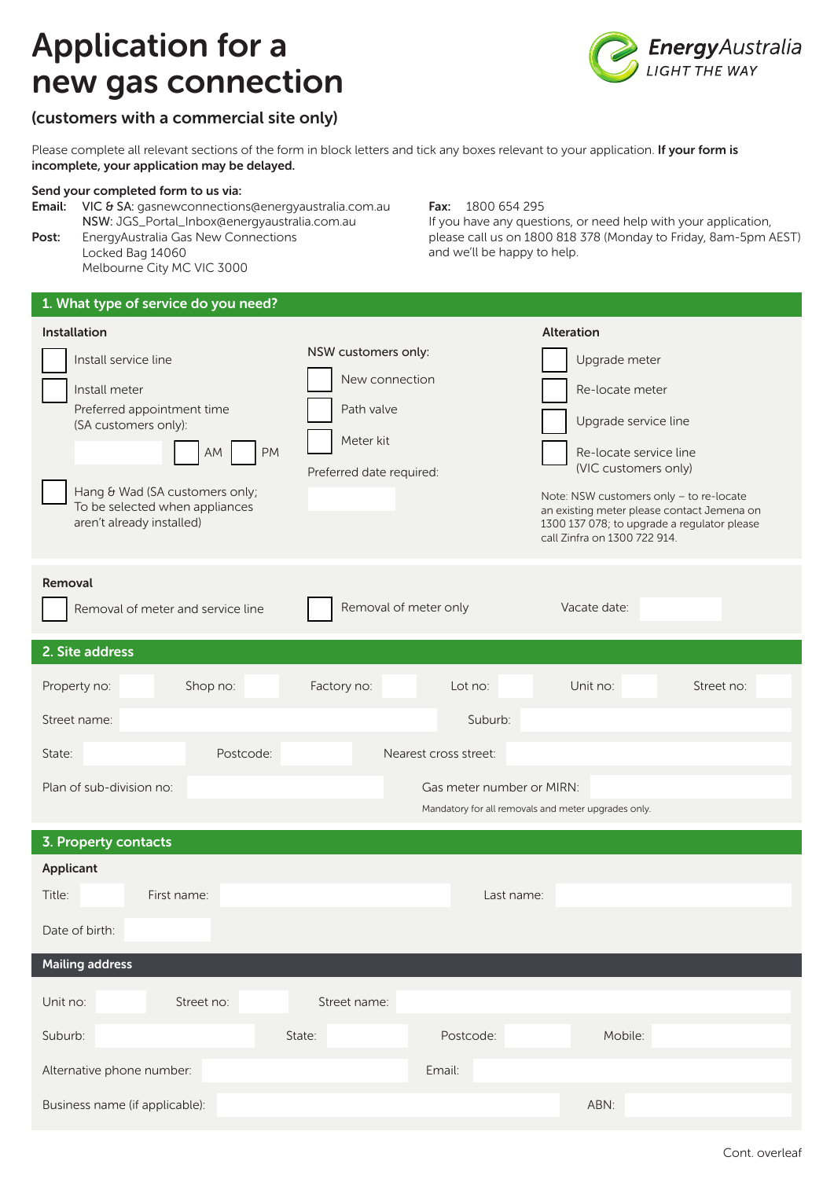# Application for a new gas connection

## (customers with a commercial site only)

Please complete all relevant sections of the form in block letters and tick any boxes relevant to your application. **If your form is incomplete, your application may be delayed.**

**Send your completed form to us via:**

**Email:** VIC & SA: gasnewconnections@energyaustralia.com.au
NSW: JGS_Portal_Inbox@energyaustralia.com.au

**Post:** EnergyAustralia Gas New Connections
Locked Bag 14060
Melbourne City MC VIC 3000

**Fax:** 1800 654 295

If you have any questions, or need help with your application, please call us on 1800 818 378 (Monday to Friday, 8am-5pm AEST) and we'll be happy to help.

## 1. What type of service do you need?

**Installation**

- ☐ Install service line
- ☐ Install meter
  Preferred appointment time (SA customers only): ________ ☐ AM ☐ PM
- ☐ Hang & Wad (SA customers only; To be selected when appliances aren't already installed)

NSW customers only:

- ☐ New connection
- ☐ Path valve
- ☐ Meter kit

Preferred date required: ________

**Alteration**

- ☐ Upgrade meter
- ☐ Re-locate meter
- ☐ Upgrade service line
- ☐ Re-locate service line (VIC customers only)

Note: NSW customers only – to re-locate an existing meter please contact Jemena on 1300 137 078; to upgrade a regulator please call Zinfra on 1300 722 914.

**Removal**

- ☐ Removal of meter and service line
- ☐ Removal of meter only

Vacate date: ________

## 2. Site address

Property no: ________ Shop no: ________ Factory no: ________ Lot no: ________ Unit no: ________ Street no: ________

Street name: ________ Suburb: ________

State: ________ Postcode: ________ Nearest cross street: ________

Plan of sub-division no: ________ Gas meter number or MIRN: ________

Mandatory for all removals and meter upgrades only.

## 3. Property contacts

**Applicant**

Title: ________ First name: ________ Last name: ________

Date of birth: ________

**Mailing address**

Unit no: ________ Street no: ________ Street name: ________

Suburb: ________ State: ________ Postcode: ________ Mobile: ________

Alternative phone number: ________ Email: ________

Business name (if applicable): ________ ABN: ________

Cont. overleaf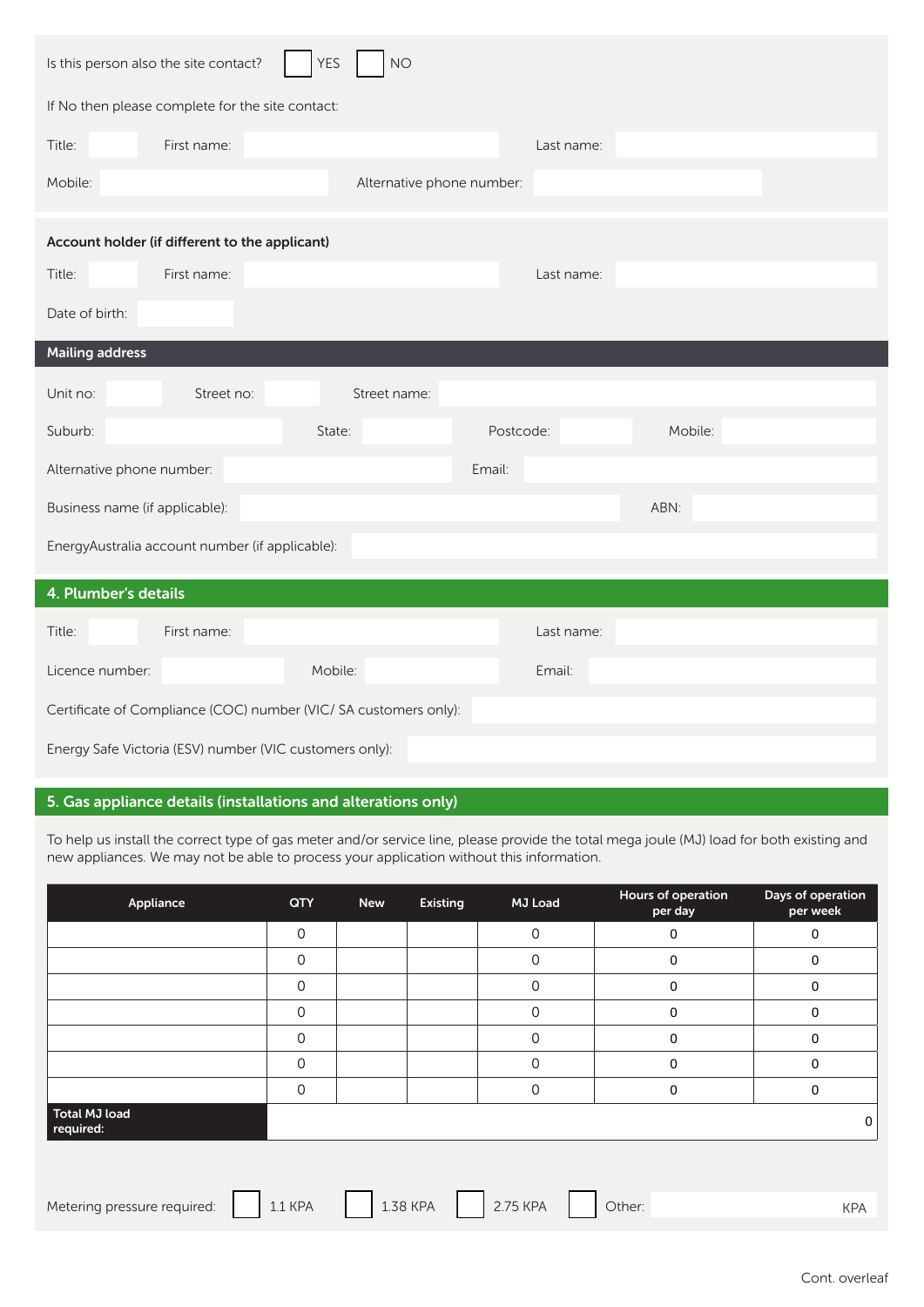Is this person also the site contact? ☐ YES ☐ NO

If No then please complete for the site contact:

Title: First name: Last name:

Mobile: Alternative phone number:

**Account holder (if different to the applicant)**

Title: First name: Last name:

Date of birth:

## Mailing address

Unit no: Street no: Street name:

Suburb: State: Postcode: Mobile:

Alternative phone number: Email:

Business name (if applicable): ABN:

EnergyAustralia account number (if applicable):

## 4. Plumber's details

Title: First name: Last name:

Licence number: Mobile: Email:

Certificate of Compliance (COC) number (VIC/ SA customers only):

Energy Safe Victoria (ESV) number (VIC customers only):

## 5. Gas appliance details (installations and alterations only)

To help us install the correct type of gas meter and/or service line, please provide the total mega joule (MJ) load for both existing and new appliances. We may not be able to process your application without this information.

| Appliance | QTY | New | Existing | MJ Load | Hours of operation per day | Days of operation per week |
|---|---|---|---|---|---|---|
| | 0 | | | 0 | 0 | 0 |
| | 0 | | | 0 | 0 | 0 |
| | 0 | | | 0 | 0 | 0 |
| | 0 | | | 0 | 0 | 0 |
| | 0 | | | 0 | 0 | 0 |
| | 0 | | | 0 | 0 | 0 |
| | 0 | | | 0 | 0 | 0 |
| **Total MJ load required:** | | | | | | 0 |

Metering pressure required: ☐ 1.1 KPA ☐ 1.38 KPA ☐ 2.75 KPA ☐ Other: KPA

Cont. overleaf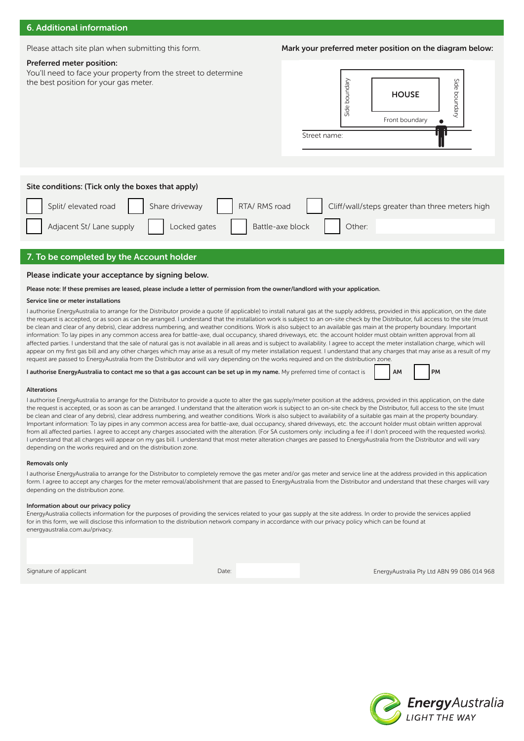## 6. Additional information

Please attach site plan when submitting this form.

**Preferred meter position:**
You'll need to face your property from the street to determine the best position for your gas meter.

**Mark your preferred meter position on the diagram below:**

Side boundary
HOUSE
Side boundary
Front boundary
Street name:

**Site conditions: (Tick only the boxes that apply)**

- ☐ Split/ elevated road
- ☐ Share driveway
- ☐ RTA/ RMS road
- ☐ Cliff/wall/steps greater than three meters high
- ☐ Adjacent St/ Lane supply
- ☐ Locked gates
- ☐ Battle-axe block
- ☐ Other:

## 7. To be completed by the Account holder

**Please indicate your acceptance by signing below.**

**Please note: If these premises are leased, please include a letter of permission from the owner/landlord with your application.**

**Service line or meter installations**

I authorise EnergyAustralia to arrange for the Distributor provide a quote (if applicable) to install natural gas at the supply address, provided in this application, on the date the request is accepted, or as soon as can be arranged. I understand that the installation work is subject to an on-site check by the Distributor, full access to the site (must be clean and clear of any debris), clear address numbering, and weather conditions. Work is also subject to an available gas main at the property boundary. Important information: To lay pipes in any common access area for battle-axe, dual occupancy, shared driveways, etc. the account holder must obtain written approval from all affected parties. I understand that the sale of natural gas is not available in all areas and is subject to availability. I agree to accept the meter installation charge, which will appear on my first gas bill and any other charges which may arise as a result of my meter installation request. I understand that any charges that may arise as a result of my request are passed to EnergyAustralia from the Distributor and will vary depending on the works required and on the distribution zone.

**I authorise EnergyAustralia to contact me so that a gas account can be set up in my name.** My preferred time of contact is ☐ **AM** ☐ **PM**

**Alterations**

I authorise EnergyAustralia to arrange for the Distributor to provide a quote to alter the gas supply/meter position at the address, provided in this application, on the date the request is accepted, or as soon as can be arranged. I understand that the alteration work is subject to an on-site check by the Distributor, full access to the site (must be clean and clear of any debris), clear address numbering, and weather conditions. Work is also subject to availability of a suitable gas main at the property boundary. Important information: To lay pipes in any common access area for battle-axe, dual occupancy, shared driveways, etc. the account holder must obtain written approval from all affected parties. I agree to accept any charges associated with the alteration. (For SA customers only: including a fee if I don't proceed with the requested works). I understand that all charges will appear on my gas bill. I understand that most meter alteration charges are passed to EnergyAustralia from the Distributor and will vary depending on the works required and on the distribution zone.

**Removals only**

I authorise EnergyAustralia to arrange for the Distributor to completely remove the gas meter and/or gas meter and service line at the address provided in this application form. I agree to accept any charges for the meter removal/abolishment that are passed to EnergyAustralia from the Distributor and understand that these charges will vary depending on the distribution zone.

**Information about our privacy policy**

EnergyAustralia collects information for the purposes of providing the services related to your gas supply at the site address. In order to provide the services applied for in this form, we will disclose this information to the distribution network company in accordance with our privacy policy which can be found at energyaustralia.com.au/privacy.

Signature of applicant

Date:

EnergyAustralia Pty Ltd ABN 99 086 014 968

*EnergyAustralia* LIGHT THE WAY